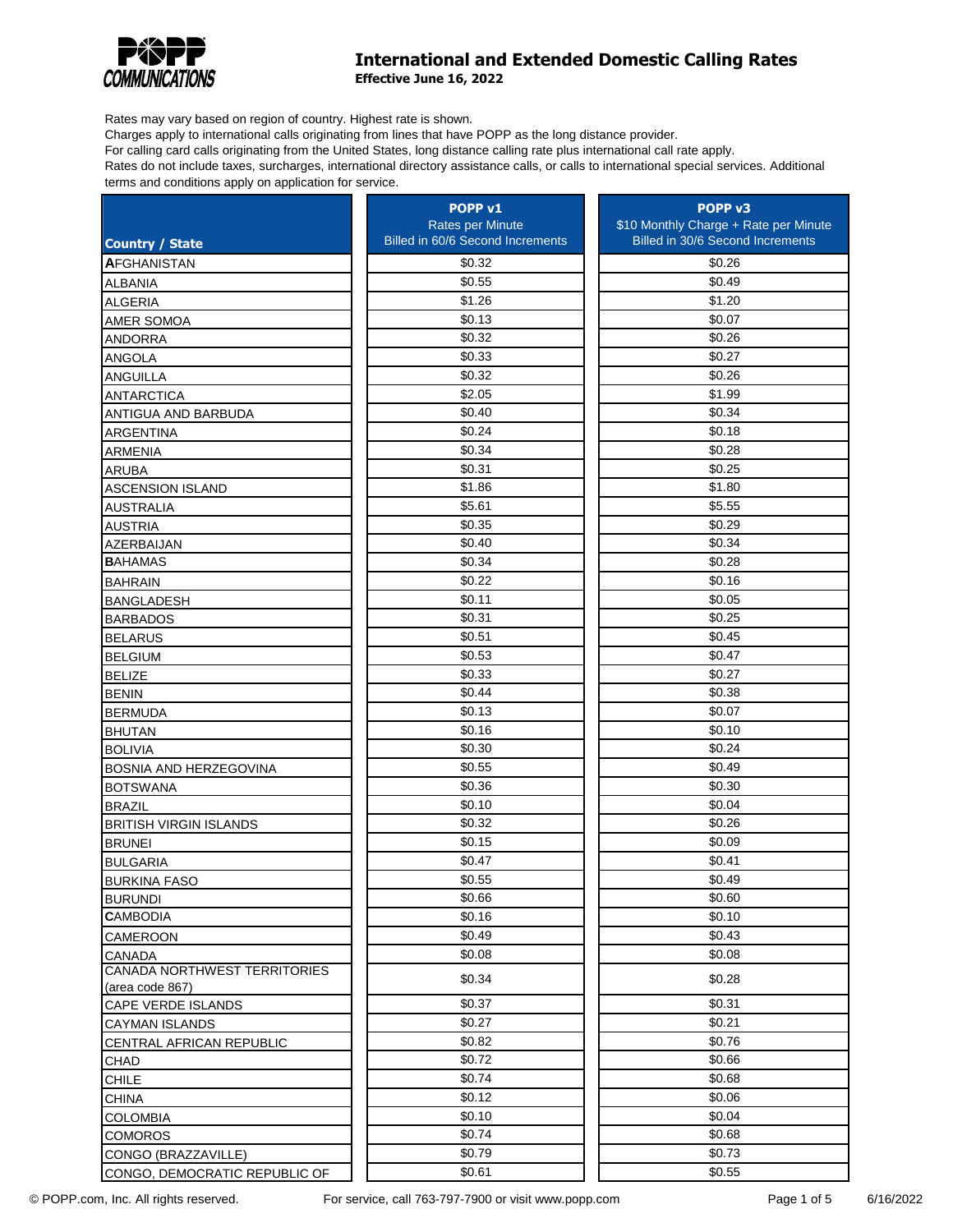# International and Extended Domestic Calling Rates

**Effective June 16, 2022**

Rates may vary based on region of country. Highest rate is shown.
Charges apply to international calls originating from lines that have POPP as the long distance provider.
For calling card calls originating from the United States, long distance calling rate plus international call rate apply.
Rates do not include taxes, surcharges, international directory assistance calls, or calls to international special services. Additional terms and conditions apply on application for service.

| Country / State | POPP v1 Rates per Minute Billed in 60/6 Second Increments | POPP v3 $10 Monthly Charge + Rate per Minute Billed in 30/6 Second Increments |
|---|---|---|
| **A**FGHANISTAN | $0.32 | $0.26 |
| ALBANIA | $0.55 | $0.49 |
| ALGERIA | $1.26 | $1.20 |
| AMER SOMOA | $0.13 | $0.07 |
| ANDORRA | $0.32 | $0.26 |
| ANGOLA | $0.33 | $0.27 |
| ANGUILLA | $0.32 | $0.26 |
| ANTARCTICA | $2.05 | $1.99 |
| ANTIGUA AND BARBUDA | $0.40 | $0.34 |
| ARGENTINA | $0.24 | $0.18 |
| ARMENIA | $0.34 | $0.28 |
| ARUBA | $0.31 | $0.25 |
| ASCENSION ISLAND | $1.86 | $1.80 |
| AUSTRALIA | $5.61 | $5.55 |
| AUSTRIA | $0.35 | $0.29 |
| AZERBAIJAN | $0.40 | $0.34 |
| **B**AHAMAS | $0.34 | $0.28 |
| BAHRAIN | $0.22 | $0.16 |
| BANGLADESH | $0.11 | $0.05 |
| BARBADOS | $0.31 | $0.25 |
| BELARUS | $0.51 | $0.45 |
| BELGIUM | $0.53 | $0.47 |
| BELIZE | $0.33 | $0.27 |
| BENIN | $0.44 | $0.38 |
| BERMUDA | $0.13 | $0.07 |
| BHUTAN | $0.16 | $0.10 |
| BOLIVIA | $0.30 | $0.24 |
| BOSNIA AND HERZEGOVINA | $0.55 | $0.49 |
| BOTSWANA | $0.36 | $0.30 |
| BRAZIL | $0.10 | $0.04 |
| BRITISH VIRGIN ISLANDS | $0.32 | $0.26 |
| BRUNEI | $0.15 | $0.09 |
| BULGARIA | $0.47 | $0.41 |
| BURKINA FASO | $0.55 | $0.49 |
| BURUNDI | $0.66 | $0.60 |
| **C**AMBODIA | $0.16 | $0.10 |
| CAMEROON | $0.49 | $0.43 |
| CANADA | $0.08 | $0.08 |
| CANADA NORTHWEST TERRITORIES (area code 867) | $0.34 | $0.28 |
| CAPE VERDE ISLANDS | $0.37 | $0.31 |
| CAYMAN ISLANDS | $0.27 | $0.21 |
| CENTRAL AFRICAN REPUBLIC | $0.82 | $0.76 |
| CHAD | $0.72 | $0.66 |
| CHILE | $0.74 | $0.68 |
| CHINA | $0.12 | $0.06 |
| COLOMBIA | $0.10 | $0.04 |
| COMOROS | $0.74 | $0.68 |
| CONGO (BRAZZAVILLE) | $0.79 | $0.73 |
| CONGO, DEMOCRATIC REPUBLIC OF | $0.61 | $0.55 |

© POPP.com, Inc. All rights reserved. For service, call 763-797-7900 or visit www.popp.com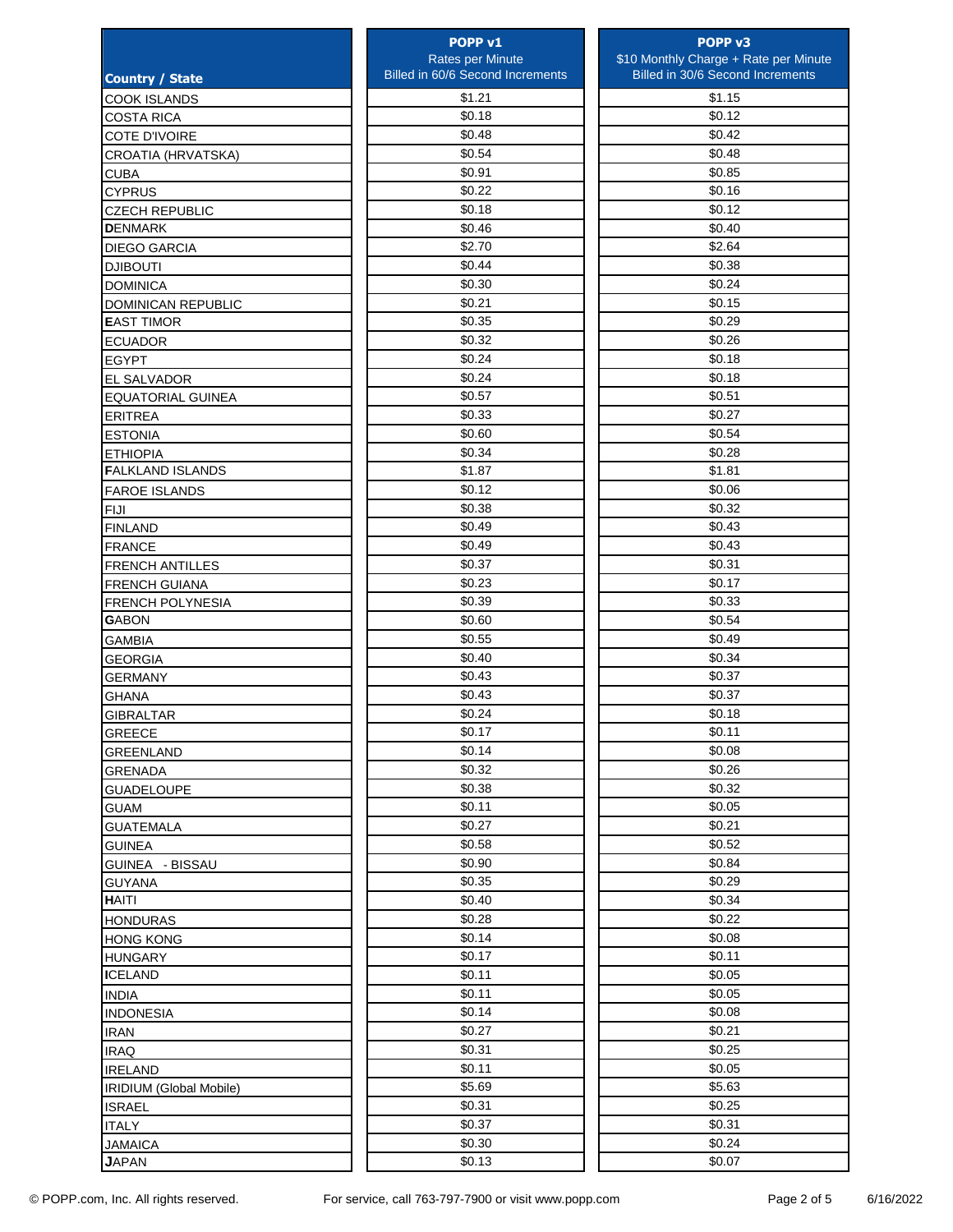| Country / State | POPP v1 Rates per Minute Billed in 60/6 Second Increments | POPP v3 $10 Monthly Charge + Rate per Minute Billed in 30/6 Second Increments |
|---|---|---|
| COOK ISLANDS | $1.21 | $1.15 |
| COSTA RICA | $0.18 | $0.12 |
| COTE D'IVOIRE | $0.48 | $0.42 |
| CROATIA (HRVATSKA) | $0.54 | $0.48 |
| CUBA | $0.91 | $0.85 |
| CYPRUS | $0.22 | $0.16 |
| CZECH REPUBLIC | $0.18 | $0.12 |
| **D**ENMARK | $0.46 | $0.40 |
| DIEGO GARCIA | $2.70 | $2.64 |
| DJIBOUTI | $0.44 | $0.38 |
| DOMINICA | $0.30 | $0.24 |
| DOMINICAN REPUBLIC | $0.21 | $0.15 |
| **E**AST TIMOR | $0.35 | $0.29 |
| ECUADOR | $0.32 | $0.26 |
| EGYPT | $0.24 | $0.18 |
| EL SALVADOR | $0.24 | $0.18 |
| EQUATORIAL GUINEA | $0.57 | $0.51 |
| ERITREA | $0.33 | $0.27 |
| ESTONIA | $0.60 | $0.54 |
| ETHIOPIA | $0.34 | $0.28 |
| **F**ALKLAND ISLANDS | $1.87 | $1.81 |
| FAROE ISLANDS | $0.12 | $0.06 |
| FIJI | $0.38 | $0.32 |
| FINLAND | $0.49 | $0.43 |
| FRANCE | $0.49 | $0.43 |
| FRENCH ANTILLES | $0.37 | $0.31 |
| FRENCH GUIANA | $0.23 | $0.17 |
| FRENCH POLYNESIA | $0.39 | $0.33 |
| **G**ABON | $0.60 | $0.54 |
| GAMBIA | $0.55 | $0.49 |
| GEORGIA | $0.40 | $0.34 |
| GERMANY | $0.43 | $0.37 |
| GHANA | $0.43 | $0.37 |
| GIBRALTAR | $0.24 | $0.18 |
| GREECE | $0.17 | $0.11 |
| GREENLAND | $0.14 | $0.08 |
| GRENADA | $0.32 | $0.26 |
| GUADELOUPE | $0.38 | $0.32 |
| GUAM | $0.11 | $0.05 |
| GUATEMALA | $0.27 | $0.21 |
| GUINEA | $0.58 | $0.52 |
| GUINEA - BISSAU | $0.90 | $0.84 |
| GUYANA | $0.35 | $0.29 |
| **H**AITI | $0.40 | $0.34 |
| HONDURAS | $0.28 | $0.22 |
| HONG KONG | $0.14 | $0.08 |
| HUNGARY | $0.17 | $0.11 |
| **I**CELAND | $0.11 | $0.05 |
| INDIA | $0.11 | $0.05 |
| INDONESIA | $0.14 | $0.08 |
| IRAN | $0.27 | $0.21 |
| IRAQ | $0.31 | $0.25 |
| IRELAND | $0.11 | $0.05 |
| IRIDIUM (Global Mobile) | $5.69 | $5.63 |
| ISRAEL | $0.31 | $0.25 |
| ITALY | $0.37 | $0.31 |
| JAMAICA | $0.30 | $0.24 |
| **J**APAN | $0.13 | $0.07 |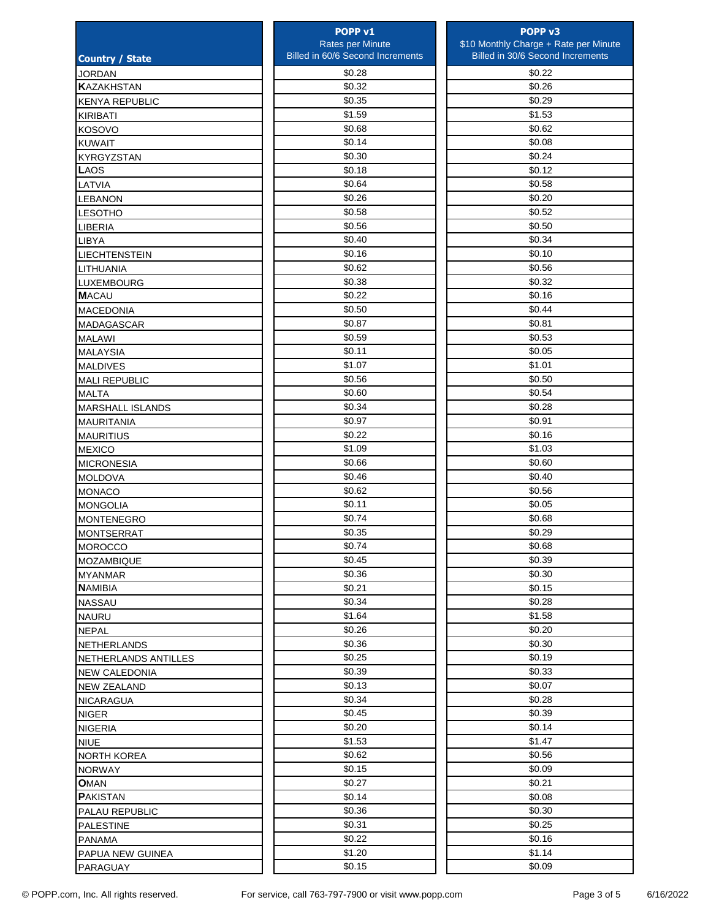| Country / State | POPP v1<br>Rates per Minute<br>Billed in 60/6 Second Increments | POPP v3<br>$10 Monthly Charge + Rate per Minute<br>Billed in 30/6 Second Increments |
|---|---|---|
| JORDAN | $0.28 | $0.22 |
| KAZAKHSTAN | $0.32 | $0.26 |
| KENYA REPUBLIC | $0.35 | $0.29 |
| KIRIBATI | $1.59 | $1.53 |
| KOSOVO | $0.68 | $0.62 |
| KUWAIT | $0.14 | $0.08 |
| KYRGYZSTAN | $0.30 | $0.24 |
| LAOS | $0.18 | $0.12 |
| LATVIA | $0.64 | $0.58 |
| LEBANON | $0.26 | $0.20 |
| LESOTHO | $0.58 | $0.52 |
| LIBERIA | $0.56 | $0.50 |
| LIBYA | $0.40 | $0.34 |
| LIECHTENSTEIN | $0.16 | $0.10 |
| LITHUANIA | $0.62 | $0.56 |
| LUXEMBOURG | $0.38 | $0.32 |
| MACAU | $0.22 | $0.16 |
| MACEDONIA | $0.50 | $0.44 |
| MADAGASCAR | $0.87 | $0.81 |
| MALAWI | $0.59 | $0.53 |
| MALAYSIA | $0.11 | $0.05 |
| MALDIVES | $1.07 | $1.01 |
| MALI REPUBLIC | $0.56 | $0.50 |
| MALTA | $0.60 | $0.54 |
| MARSHALL ISLANDS | $0.34 | $0.28 |
| MAURITANIA | $0.97 | $0.91 |
| MAURITIUS | $0.22 | $0.16 |
| MEXICO | $1.09 | $1.03 |
| MICRONESIA | $0.66 | $0.60 |
| MOLDOVA | $0.46 | $0.40 |
| MONACO | $0.62 | $0.56 |
| MONGOLIA | $0.11 | $0.05 |
| MONTENEGRO | $0.74 | $0.68 |
| MONTSERRAT | $0.35 | $0.29 |
| MOROCCO | $0.74 | $0.68 |
| MOZAMBIQUE | $0.45 | $0.39 |
| MYANMAR | $0.36 | $0.30 |
| NAMIBIA | $0.21 | $0.15 |
| NASSAU | $0.34 | $0.28 |
| NAURU | $1.64 | $1.58 |
| NEPAL | $0.26 | $0.20 |
| NETHERLANDS | $0.36 | $0.30 |
| NETHERLANDS ANTILLES | $0.25 | $0.19 |
| NEW CALEDONIA | $0.39 | $0.33 |
| NEW ZEALAND | $0.13 | $0.07 |
| NICARAGUA | $0.34 | $0.28 |
| NIGER | $0.45 | $0.39 |
| NIGERIA | $0.20 | $0.14 |
| NIUE | $1.53 | $1.47 |
| NORTH KOREA | $0.62 | $0.56 |
| NORWAY | $0.15 | $0.09 |
| OMAN | $0.27 | $0.21 |
| PAKISTAN | $0.14 | $0.08 |
| PALAU REPUBLIC | $0.36 | $0.30 |
| PALESTINE | $0.31 | $0.25 |
| PANAMA | $0.22 | $0.16 |
| PAPUA NEW GUINEA | $1.20 | $1.14 |
| PARAGUAY | $0.15 | $0.09 |

© POPP.com, Inc. All rights reserved. For service, call 763-797-7900 or visit www.popp.com 6/16/2022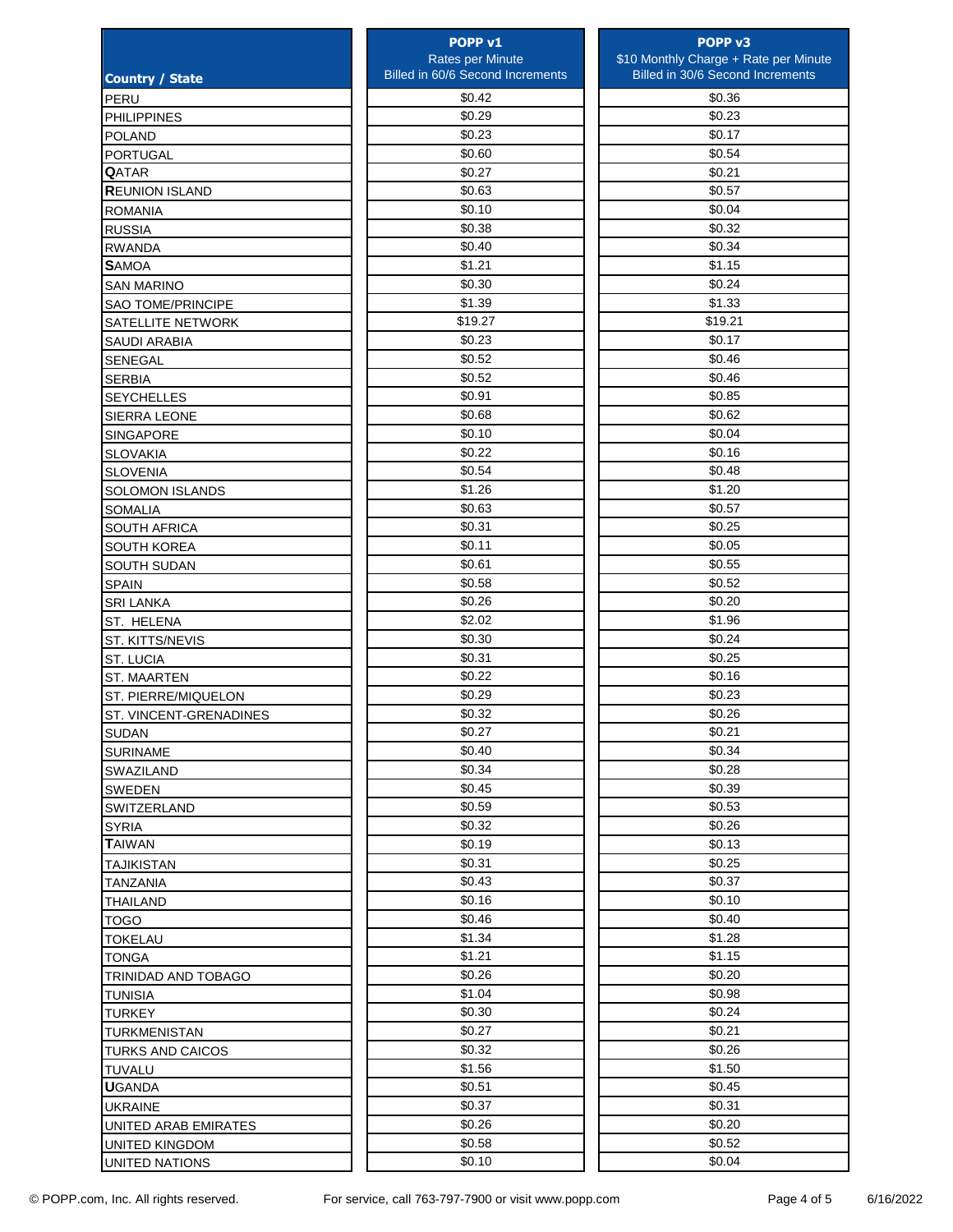| Country / State | POPP v1<br>Rates per Minute<br>Billed in 60/6 Second Increments | POPP v3<br>$10 Monthly Charge + Rate per Minute<br>Billed in 30/6 Second Increments |
|---|---|---|
| PERU | $0.42 | $0.36 |
| PHILIPPINES | $0.29 | $0.23 |
| POLAND | $0.23 | $0.17 |
| PORTUGAL | $0.60 | $0.54 |
| **Q**ATAR | $0.27 | $0.21 |
| **R**EUNION ISLAND | $0.63 | $0.57 |
| ROMANIA | $0.10 | $0.04 |
| RUSSIA | $0.38 | $0.32 |
| RWANDA | $0.40 | $0.34 |
| **S**AMOA | $1.21 | $1.15 |
| SAN MARINO | $0.30 | $0.24 |
| SAO TOME/PRINCIPE | $1.39 | $1.33 |
| SATELLITE NETWORK | $19.27 | $19.21 |
| SAUDI ARABIA | $0.23 | $0.17 |
| SENEGAL | $0.52 | $0.46 |
| SERBIA | $0.52 | $0.46 |
| SEYCHELLES | $0.91 | $0.85 |
| SIERRA LEONE | $0.68 | $0.62 |
| SINGAPORE | $0.10 | $0.04 |
| SLOVAKIA | $0.22 | $0.16 |
| SLOVENIA | $0.54 | $0.48 |
| SOLOMON ISLANDS | $1.26 | $1.20 |
| SOMALIA | $0.63 | $0.57 |
| SOUTH AFRICA | $0.31 | $0.25 |
| SOUTH KOREA | $0.11 | $0.05 |
| SOUTH SUDAN | $0.61 | $0.55 |
| SPAIN | $0.58 | $0.52 |
| SRI LANKA | $0.26 | $0.20 |
| ST. HELENA | $2.02 | $1.96 |
| ST. KITTS/NEVIS | $0.30 | $0.24 |
| ST. LUCIA | $0.31 | $0.25 |
| ST. MAARTEN | $0.22 | $0.16 |
| ST. PIERRE/MIQUELON | $0.29 | $0.23 |
| ST. VINCENT-GRENADINES | $0.32 | $0.26 |
| SUDAN | $0.27 | $0.21 |
| SURINAME | $0.40 | $0.34 |
| SWAZILAND | $0.34 | $0.28 |
| SWEDEN | $0.45 | $0.39 |
| SWITZERLAND | $0.59 | $0.53 |
| SYRIA | $0.32 | $0.26 |
| **T**AIWAN | $0.19 | $0.13 |
| TAJIKISTAN | $0.31 | $0.25 |
| TANZANIA | $0.43 | $0.37 |
| THAILAND | $0.16 | $0.10 |
| TOGO | $0.46 | $0.40 |
| TOKELAU | $1.34 | $1.28 |
| TONGA | $1.21 | $1.15 |
| TRINIDAD AND TOBAGO | $0.26 | $0.20 |
| TUNISIA | $1.04 | $0.98 |
| TURKEY | $0.30 | $0.24 |
| TURKMENISTAN | $0.27 | $0.21 |
| TURKS AND CAICOS | $0.32 | $0.26 |
| TUVALU | $1.56 | $1.50 |
| **U**GANDA | $0.51 | $0.45 |
| UKRAINE | $0.37 | $0.31 |
| UNITED ARAB EMIRATES | $0.26 | $0.20 |
| UNITED KINGDOM | $0.58 | $0.52 |
| UNITED NATIONS | $0.10 | $0.04 |

© POPP.com, Inc. All rights reserved. For service, call 763-797-7900 or visit www.popp.com 6/16/2022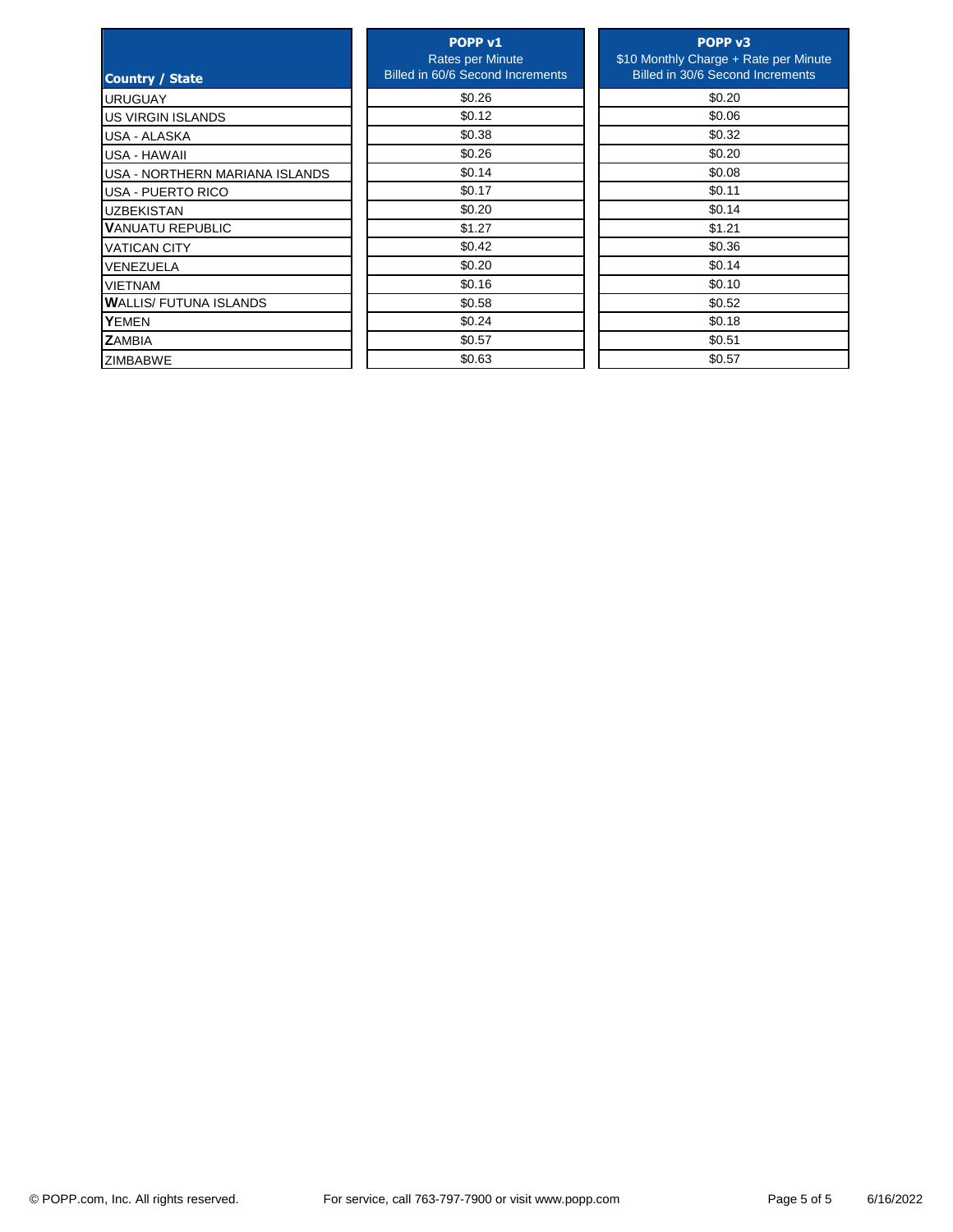| Country / State | POPP v1<br>Rates per Minute<br>Billed in 60/6 Second Increments | POPP v3<br>$10 Monthly Charge + Rate per Minute<br>Billed in 30/6 Second Increments |
|---|---|---|
| URUGUAY | $0.26 | $0.20 |
| US VIRGIN ISLANDS | $0.12 | $0.06 |
| USA - ALASKA | $0.38 | $0.32 |
| USA - HAWAII | $0.26 | $0.20 |
| USA - NORTHERN MARIANA ISLANDS | $0.14 | $0.08 |
| USA - PUERTO RICO | $0.17 | $0.11 |
| UZBEKISTAN | $0.20 | $0.14 |
| VANUATU REPUBLIC | $1.27 | $1.21 |
| VATICAN CITY | $0.42 | $0.36 |
| VENEZUELA | $0.20 | $0.14 |
| VIETNAM | $0.16 | $0.10 |
| WALLIS/ FUTUNA ISLANDS | $0.58 | $0.52 |
| YEMEN | $0.24 | $0.18 |
| ZAMBIA | $0.57 | $0.51 |
| ZIMBABWE | $0.63 | $0.57 |

© POPP.com, Inc. All rights reserved. For service, call 763-797-7900 or visit www.popp.com 6/16/2022